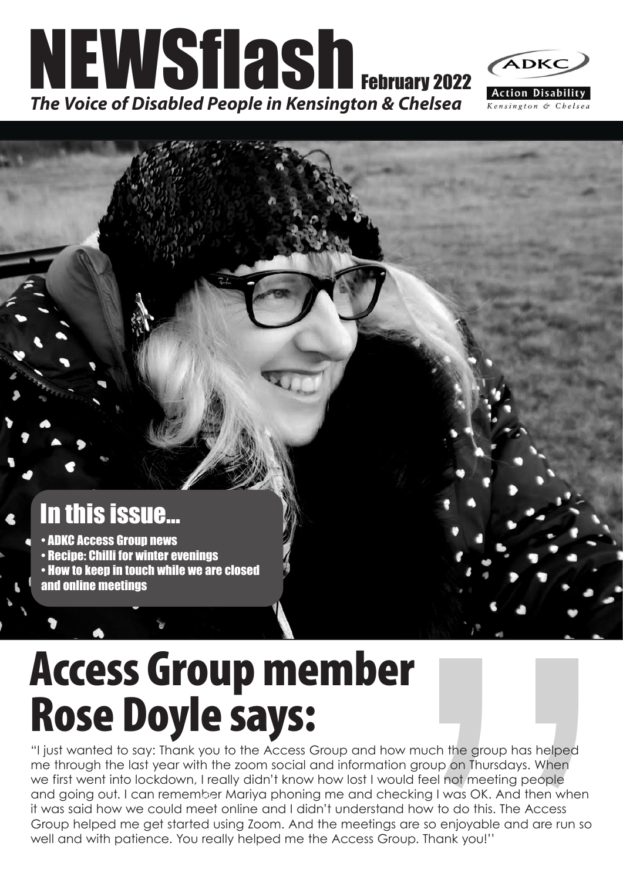# NEWSflash February 2022

***The Voice of Disabled People in Kensington & Chelsea***

ADKC
Action Disability
Kensington & Chelsea

## In this issue...

- ADKC Access Group news
- Recipe: Chilli for winter evenings
- How to keep in touch while we are closed and online meetings

# Access Group member Rose Doyle says:

"I just wanted to say: Thank you to the Access Group and how much the group has helped me through the last year with the zoom social and information group on Thursdays. When we first went into lockdown, I really didn't know how lost I would feel not meeting people and going out. I can remember Mariya phoning me and checking I was OK. And then when it was said how we could meet online and I didn't understand how to do this. The Access Group helped me get started using Zoom. And the meetings are so enjoyable and are run so well and with patience. You really helped me the Access Group. Thank you!"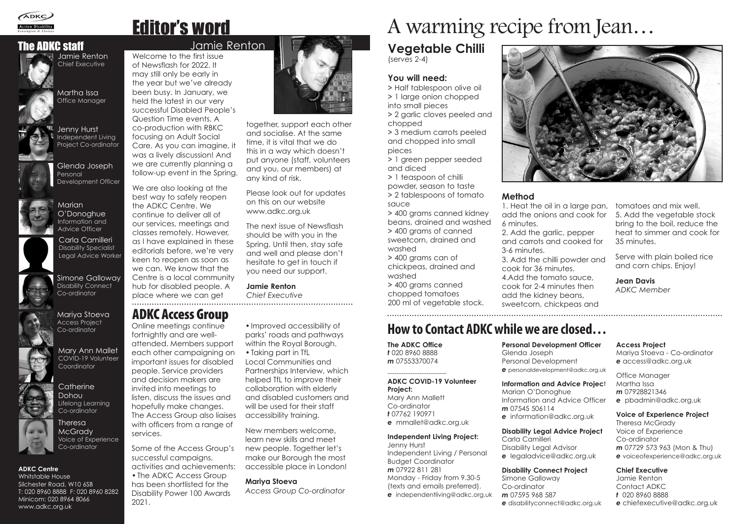## The ADKC staff

Jamie Renton
Chief Executive

Martha Issa
Office Manager

Jenny Hurst
Independent Living Project Co-ordinator

Glenda Joseph
Personal Development Officer

Marian O'Donoghue
Information and Advice Officer

Carla Camilleri
Disability Specialist Legal Advice Worker

Simone Galloway
Disability Connect Co-ordinator

Mariya Stoeva
Access Project Co-ordinator

Mary Ann Mallet
COVID-19 Volunteer Coordinator

Catherine Dohou
Lifelong Learning Co-ordinator

Theresa McGrady
Voice of Experience Co-ordinator

**ADKC Centre**
Whitstable House
Silchester Road, W10 6SB
T: 020 8960 8888 F: 020 8960 8282
Minicom: 020 8964 8066
www.adkc.org.uk

# Editor's word

## Jamie Renton

Welcome to the first issue of Newsflash for 2022. It may still only be early in the year but we've already been busy. In January, we held the latest in our very successful Disabled People's Question Time events. A co-production with RBKC focusing on Adult Social Care. As you can imagine, it was a lively discussion! And we are currently planning a follow-up event in the Spring.

We are also looking at the best way to safely reopen the ADKC Centre. We continue to deliver all of our services, meetings and classes remotely. However, as I have explained in these editorials before, we're very keen to reopen as soon as we can. We know that the Centre is a local community hub for disabled people. A place where we can get together, support each other and socialise. At the same time, it is vital that we do this in a way which doesn't put anyone (staff, volunteers and you, our members) at any kind of risk.

Please look out for updates on this on our website www.adkc.org.uk

The next issue of Newsflash should be with you in the Spring. Until then, stay safe and well and please don't hesitate to get in touch if you need our support.

**Jamie Renton**
*Chief Executive*

## ADKC Access Group

Online meetings continue fortnightly and are well-attended. Members support each other campaigning on important issues for disabled people. Service providers and decision makers are invited into meetings to listen, discuss the issues and hopefully make changes. The Access Group also liaises with officers from a range of services.

Some of the Access Group's successful campaigns, activities and achievements:

- The ADKC Access Group has been shortlisted for the Disability Power 100 Awards 2021.
- Improved accessibility of parks' roads and pathways within the Royal Borough.
- Taking part in TfL Local Communities and Partnerships Interview, which helped TfL to improve their collaboration with elderly and disabled customers and will be used for their staff accessibility training.

New members welcome, learn new skills and meet new people. Together let's make our Borough the most accessible place in London!

**Mariya Stoeva**
*Access Group Co-ordinator*

# A warming recipe from Jean…

## Vegetable Chilli

(serves 2-4)

### You will need:

> Half tablespoon olive oil
> 1 large onion chopped into small pieces
> 2 garlic cloves peeled and chopped
> 3 medium carrots peeled and chopped into small pieces
> 1 green pepper seeded and diced
> 1 teaspoon of chilli powder, season to taste
> 2 tablespoons of tomato sauce
> 400 grams canned kidney beans, drained and washed
> 400 grams of canned sweetcorn, drained and washed
> 400 grams can of chickpeas, drained and washed
> 400 grams canned chopped tomatoes
200 ml of vegetable stock.

### Method

1. Heat the oil in a large pan, add the onions and cook for 6 minutes.
2. Add the garlic, pepper and carrots and cooked for 3-6 minutes.
3. Add the chilli powder and cook for 36 minutes.
4.Add the tomato sauce, cook for 2-4 minutes then add the kidney beans, sweetcorn, chickpeas and tomatoes and mix well.
5. Add the vegetable stock bring to the boil, reduce the heat to simmer and cook for 35 minutes.

Serve with plain boiled rice and corn chips. Enjoy!

**Jean Davis**
*ADKC Member*

## How to Contact ADKC while we are closed…

**The ADKC Office**
*t* 020 8960 8888
*m* 07553370074

**ADKC COVID-19 Volunteer Project:**
Mary Ann Mallett
Co-ordinator
*t* 07762 190971
*e* mmallet@adkc.org.uk

**Independent Living Project:**
Jenny Hurst
Independent Living / Personal Budget Coordinator
*m* 07922 811 281
Monday - Friday from 9.30-5 (texts and emails preferred).
*e* independentliving@adkc.org.uk

**Personal Development Officer**
Glenda Joseph
Personal Development
*e* personaldevelopment@adkc.org.uk

**Information and Advice Project**
Marian O'Donoghue
Information and Advice Officer
*m* 07545 506114
*e* information@adkc.org.uk

**Disability Legal Advice Project**
Carla Camilleri
Disability Legal Advisor
*e* legaladvice@adkc.org.uk

**Disability Connect Project**
Simone Galloway
Co-ordinator
*m* 07595 968 587
*e* disabilityconnect@adkc.org.uk

**Access Project**
Mariya Stoeva - Co-ordinator
*e* access@adkc.org.uk

Office Manager
Martha Issa
*m* 07928821346
*e* pbadmin@adkc.org.uk

**Voice of Experience Project**
Theresa McGrady
Voice of Experience
Co-ordinator
*m* 07729 573 963 (Mon & Thu)
*e* voiceofexperience@adkc.org.uk

**Chief Executive**
Jamie Renton
Contact ADKC
*t* 020 8960 8888
*e* chiefexecutive@adkc.org.uk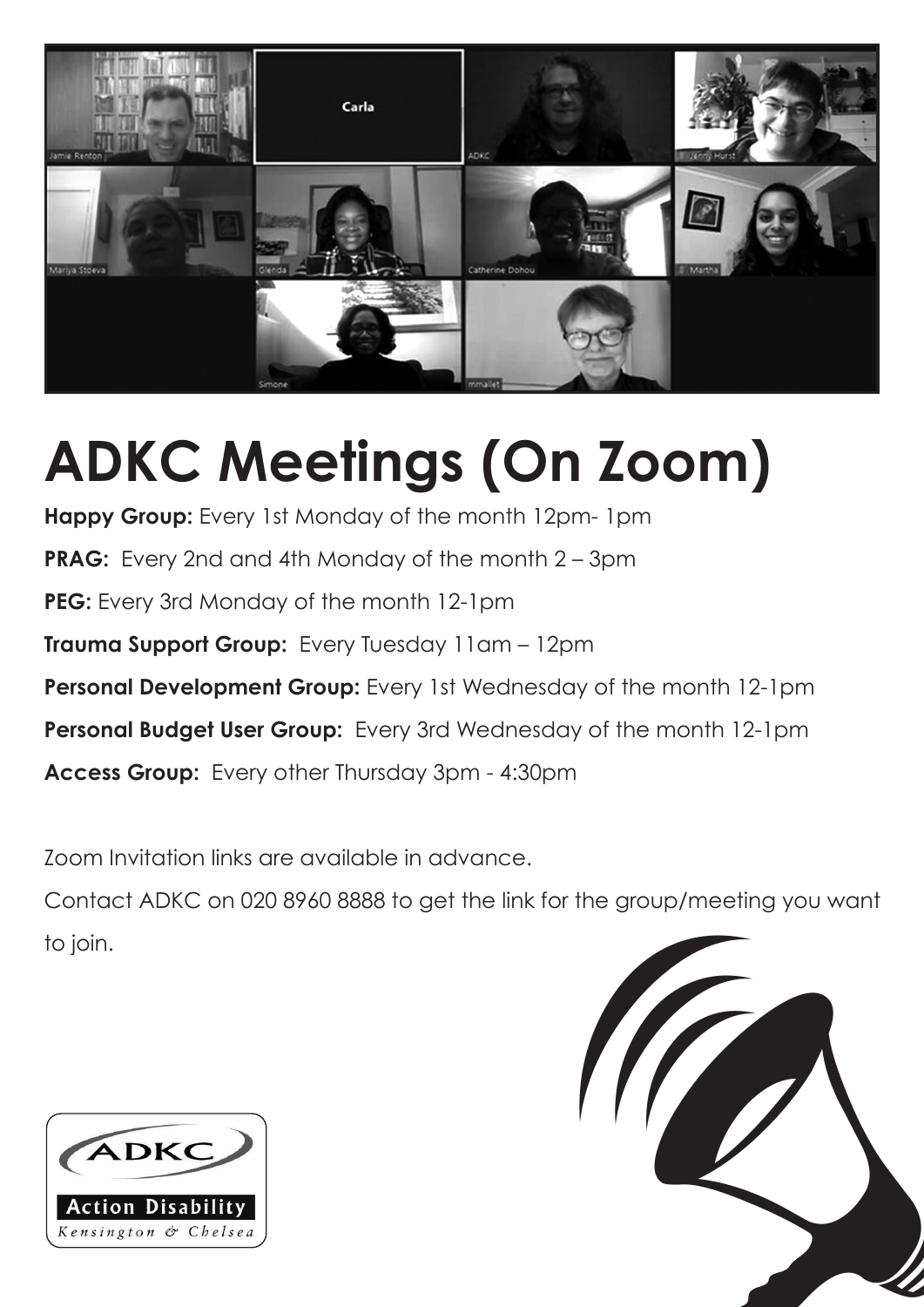# ADKC Meetings (On Zoom)

**Happy Group:** Every 1st Monday of the month 12pm- 1pm

**PRAG:** Every 2nd and 4th Monday of the month 2 – 3pm

**PEG:** Every 3rd Monday of the month 12-1pm

**Trauma Support Group:** Every Tuesday 11am – 12pm

**Personal Development Group:** Every 1st Wednesday of the month 12-1pm

**Personal Budget User Group:** Every 3rd Wednesday of the month 12-1pm

**Access Group:** Every other Thursday 3pm - 4:30pm

Zoom Invitation links are available in advance.

Contact ADKC on 020 8960 8888 to get the link for the group/meeting you want to join.

ADKC
Action Disability
*Kensington & Chelsea*